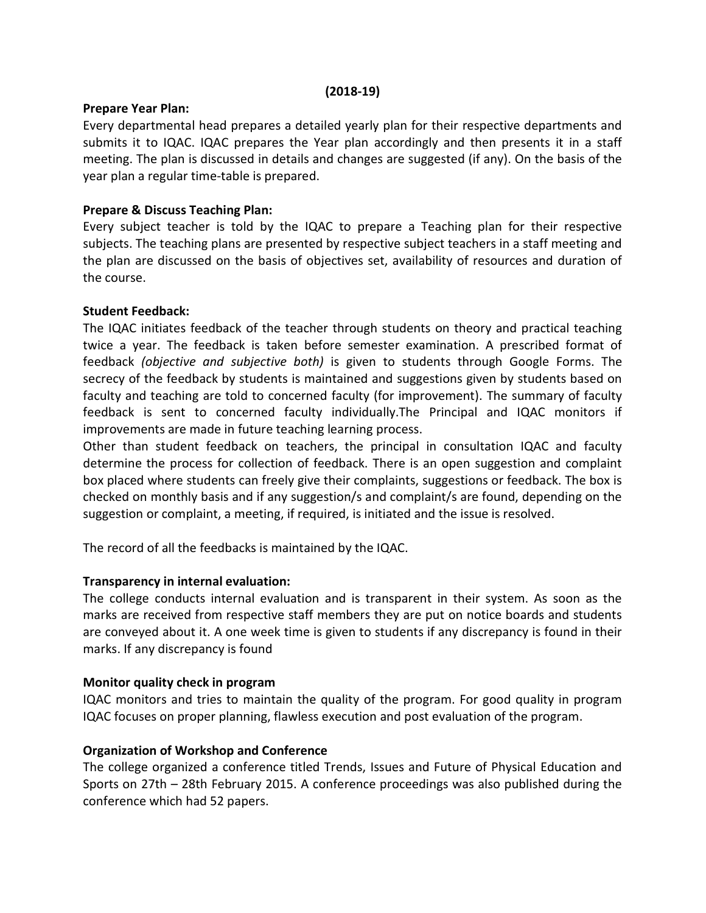**(2018-19)**

**Prepare Year Plan:**

Every departmental head prepares a detailed yearly plan for their respective departments and submits it to IQAC. IQAC prepares the Year plan accordingly and then presents it in a staff meeting. The plan is discussed in details and changes are suggested (if any). On the basis of the year plan a regular time-table is prepared.

**Prepare & Discuss Teaching Plan:**

Every subject teacher is told by the IQAC to prepare a Teaching plan for their respective subjects. The teaching plans are presented by respective subject teachers in a staff meeting and the plan are discussed on the basis of objectives set, availability of resources and duration of the course.

**Student Feedback:**

The IQAC initiates feedback of the teacher through students on theory and practical teaching twice a year. The feedback is taken before semester examination. A prescribed format of feedback *(objective and subjective both)* is given to students through Google Forms. The secrecy of the feedback by students is maintained and suggestions given by students based on faculty and teaching are told to concerned faculty (for improvement). The summary of faculty feedback is sent to concerned faculty individually.The Principal and IQAC monitors if improvements are made in future teaching learning process.

Other than student feedback on teachers, the principal in consultation IQAC and faculty determine the process for collection of feedback. There is an open suggestion and complaint box placed where students can freely give their complaints, suggestions or feedback. The box is checked on monthly basis and if any suggestion/s and complaint/s are found, depending on the suggestion or complaint, a meeting, if required, is initiated and the issue is resolved.

The record of all the feedbacks is maintained by the IQAC.

**Transparency in internal evaluation:**

The college conducts internal evaluation and is transparent in their system. As soon as the marks are received from respective staff members they are put on notice boards and students are conveyed about it. A one week time is given to students if any discrepancy is found in their marks. If any discrepancy is found

**Monitor quality check in program**

IQAC monitors and tries to maintain the quality of the program. For good quality in program IQAC focuses on proper planning, flawless execution and post evaluation of the program.

**Organization of Workshop and Conference**

The college organized a conference titled Trends, Issues and Future of Physical Education and Sports on 27th – 28th February 2015. A conference proceedings was also published during the conference which had 52 papers.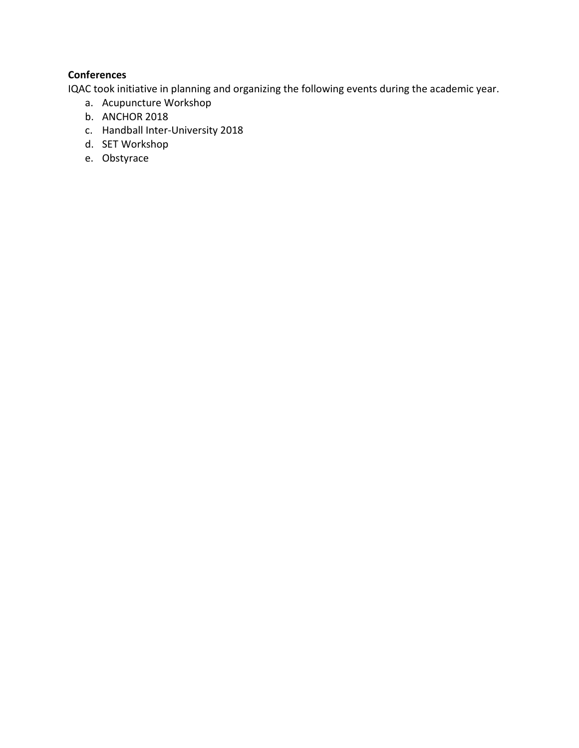**Conferences**

IQAC took initiative in planning and organizing the following events during the academic year.

a. Acupuncture Workshop
b. ANCHOR 2018
c. Handball Inter-University 2018
d. SET Workshop
e. Obstyrace